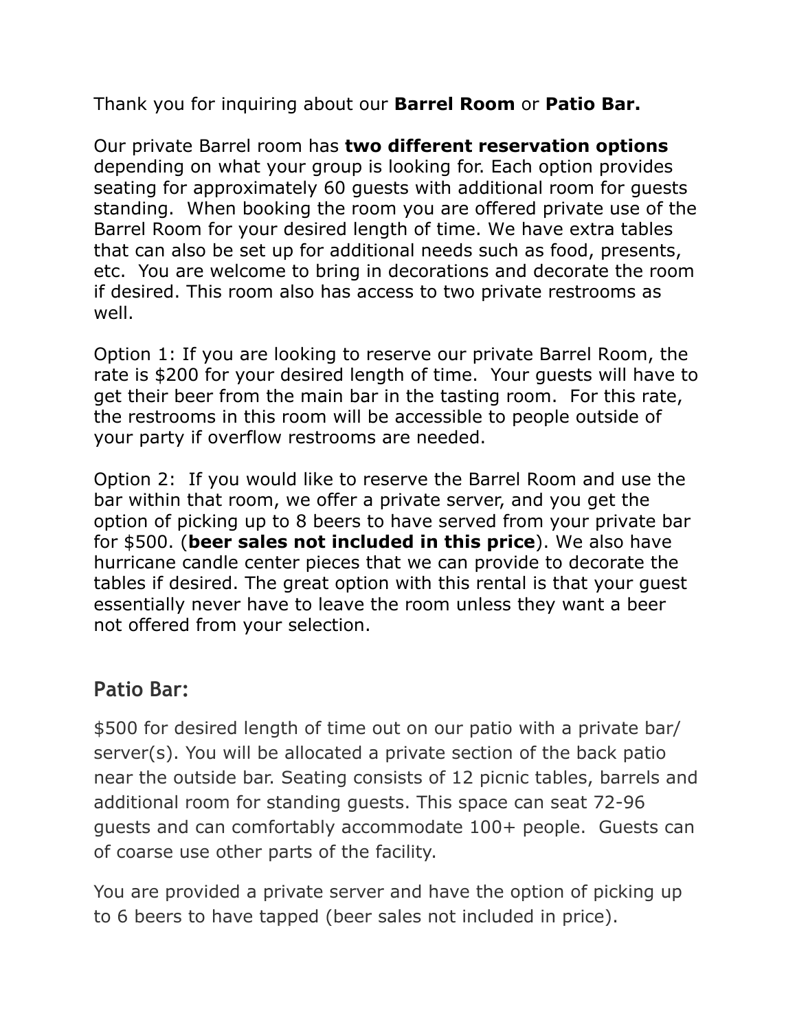Thank you for inquiring about our **Barrel Room** or **Patio Bar.**

Our private Barrel room has **two different reservation options** depending on what your group is looking for. Each option provides seating for approximately 60 guests with additional room for guests standing. When booking the room you are offered private use of the Barrel Room for your desired length of time. We have extra tables that can also be set up for additional needs such as food, presents, etc. You are welcome to bring in decorations and decorate the room if desired. This room also has access to two private restrooms as well.

Option 1: If you are looking to reserve our private Barrel Room, the rate is $200 for your desired length of time. Your guests will have to get their beer from the main bar in the tasting room. For this rate, the restrooms in this room will be accessible to people outside of your party if overflow restrooms are needed.

Option 2: If you would like to reserve the Barrel Room and use the bar within that room, we offer a private server, and you get the option of picking up to 8 beers to have served from your private bar for $500. (**beer sales not included in this price**). We also have hurricane candle center pieces that we can provide to decorate the tables if desired. The great option with this rental is that your guest essentially never have to leave the room unless they want a beer not offered from your selection.

## Patio Bar:

$500 for desired length of time out on our patio with a private bar/ server(s). You will be allocated a private section of the back patio near the outside bar. Seating consists of 12 picnic tables, barrels and additional room for standing guests. This space can seat 72-96 guests and can comfortably accommodate 100+ people. Guests can of coarse use other parts of the facility.

You are provided a private server and have the option of picking up to 6 beers to have tapped (beer sales not included in price).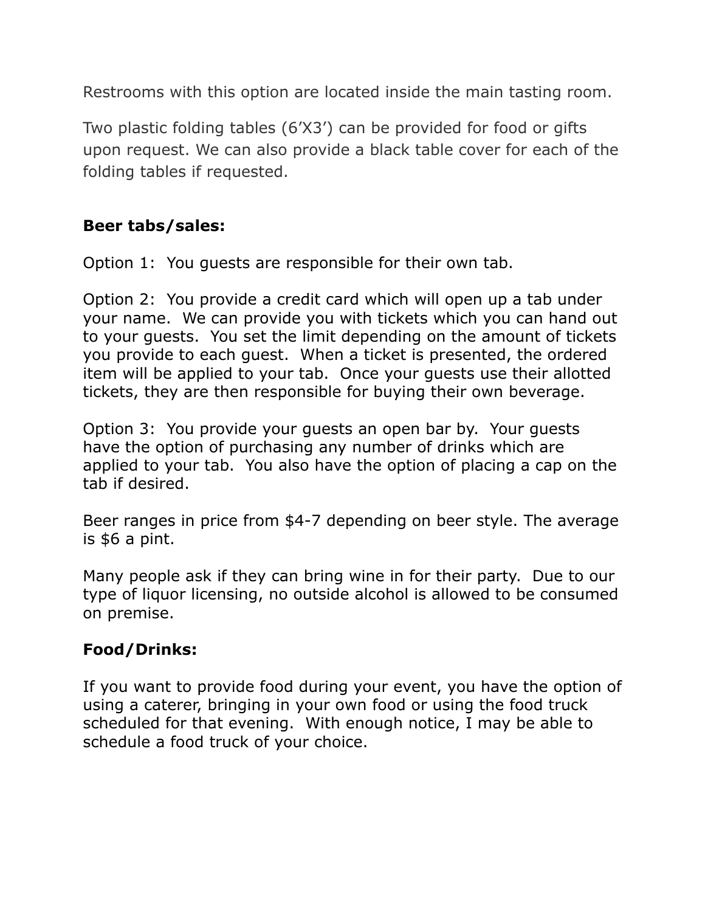Restrooms with this option are located inside the main tasting room.

Two plastic folding tables (6’X3’) can be provided for food or gifts upon request. We can also provide a black table cover for each of the folding tables if requested.

**Beer tabs/sales:**

Option 1: You guests are responsible for their own tab.

Option 2: You provide a credit card which will open up a tab under your name. We can provide you with tickets which you can hand out to your guests. You set the limit depending on the amount of tickets you provide to each guest. When a ticket is presented, the ordered item will be applied to your tab. Once your guests use their allotted tickets, they are then responsible for buying their own beverage.

Option 3: You provide your guests an open bar by. Your guests have the option of purchasing any number of drinks which are applied to your tab. You also have the option of placing a cap on the tab if desired.

Beer ranges in price from $4-7 depending on beer style. The average is $6 a pint.

Many people ask if they can bring wine in for their party. Due to our type of liquor licensing, no outside alcohol is allowed to be consumed on premise.

**Food/Drinks:**

If you want to provide food during your event, you have the option of using a caterer, bringing in your own food or using the food truck scheduled for that evening. With enough notice, I may be able to schedule a food truck of your choice.